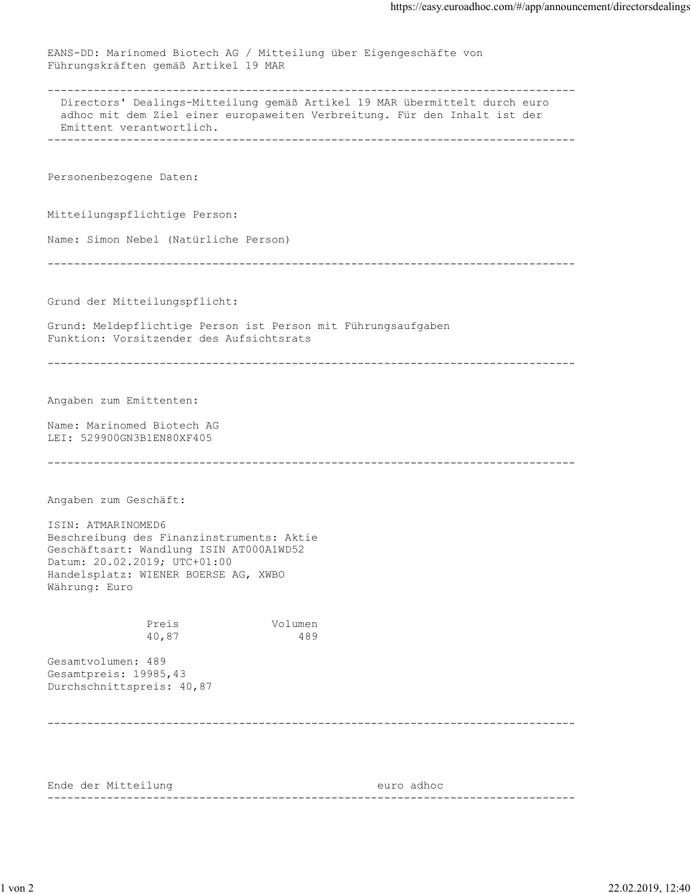EANS-DD: Marinomed Biotech AG / Mitteilung über Eigengeschäfte von Führungskräften gemäß Artikel 19 MAR

---

Directors' Dealings-Mitteilung gemäß Artikel 19 MAR übermittelt durch euro adhoc mit dem Ziel einer europaweiten Verbreitung. Für den Inhalt ist der Emittent verantwortlich.

---

Personenbezogene Daten:

Mitteilungspflichtige Person:

Name: Simon Nebel (Natürliche Person)

---

Grund der Mitteilungspflicht:

Grund: Meldepflichtige Person ist Person mit Führungsaufgaben
Funktion: Vorsitzender des Aufsichtsrats

---

Angaben zum Emittenten:

Name: Marinomed Biotech AG
LEI: 529900GN3B1EN80XF405

---

Angaben zum Geschäft:

ISIN: ATMARINOMED6
Beschreibung des Finanzinstruments: Aktie
Geschäftsart: Wandlung ISIN AT000A1WD52
Datum: 20.02.2019; UTC+01:00
Handelsplatz: WIENER BOERSE AG, XWBO
Währung: Euro

| Preis | Volumen |
|---|---|
| 40,87 | 489 |

Gesamtvolumen: 489
Gesamtpreis: 19985,43
Durchschnittspreis: 40,87

---

Ende der Mitteilung euro adhoc

---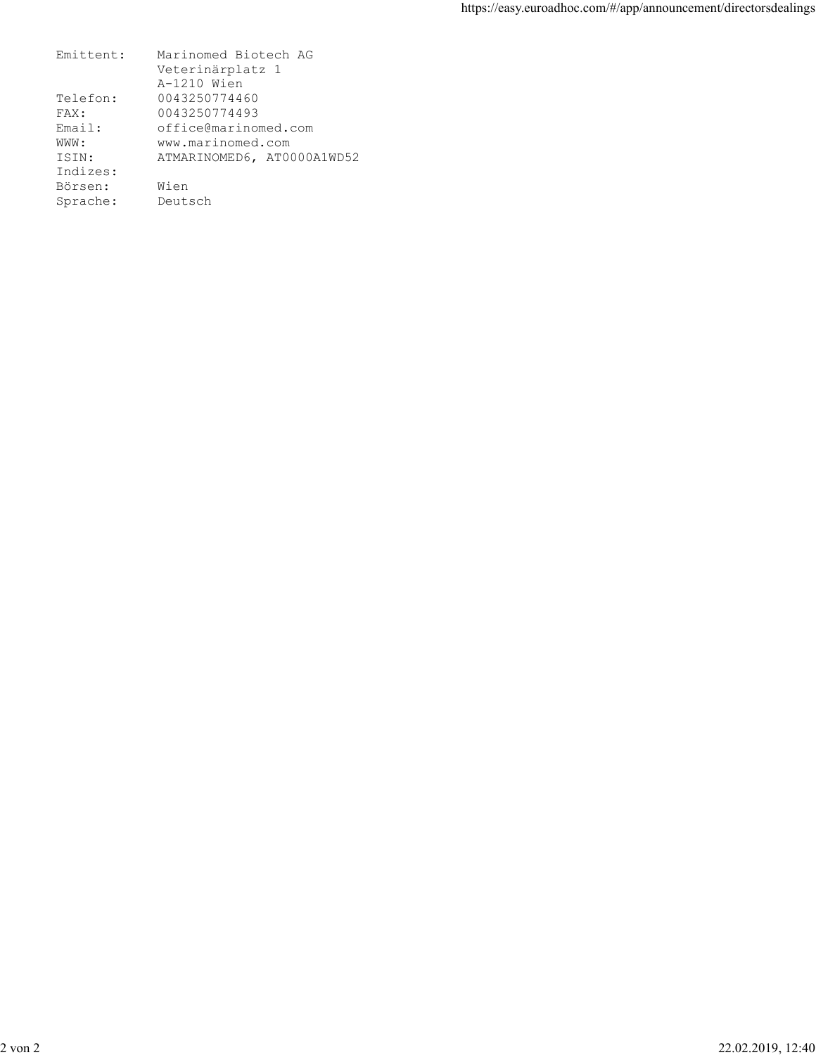```
Emittent:    Marinomed Biotech AG
             Veterinärplatz 1
             A-1210 Wien
Telefon:     0043250774460
FAX:         0043250774493
Email:       office@marinomed.com
WWW:         www.marinomed.com
ISIN:        ATMARINOMED6, AT0000A1WD52
Indizes:
Börsen:      Wien
Sprache:     Deutsch
```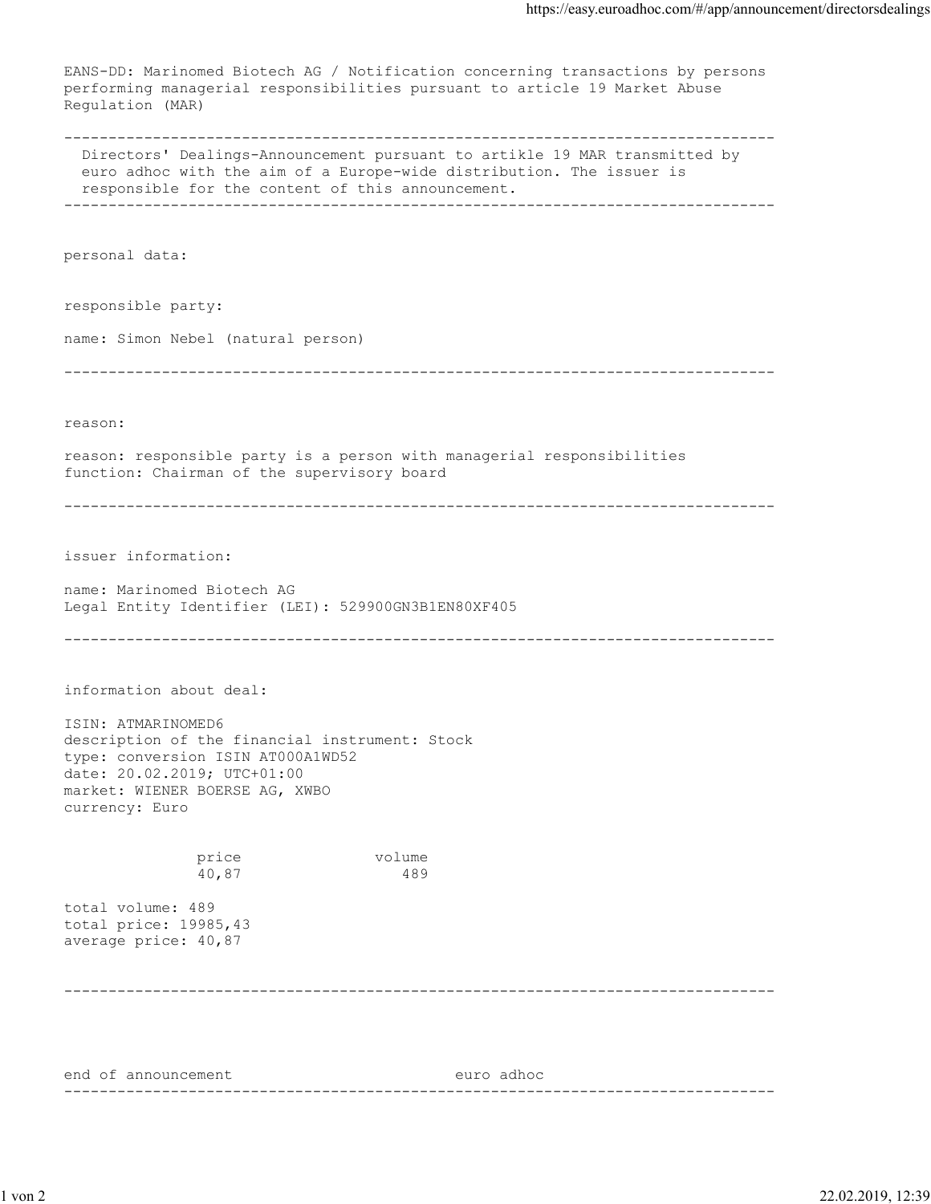EANS-DD: Marinomed Biotech AG / Notification concerning transactions by persons performing managerial responsibilities pursuant to article 19 Market Abuse Regulation (MAR)

---

Directors' Dealings-Announcement pursuant to artikle 19 MAR transmitted by euro adhoc with the aim of a Europe-wide distribution. The issuer is responsible for the content of this announcement.

---

personal data:

responsible party:

name: Simon Nebel (natural person)

---

reason:

reason: responsible party is a person with managerial responsibilities
function: Chairman of the supervisory board

---

issuer information:

name: Marinomed Biotech AG
Legal Entity Identifier (LEI): 529900GN3B1EN80XF405

---

information about deal:

ISIN: ATMARINOMED6
description of the financial instrument: Stock
type: conversion ISIN AT000A1WD52
date: 20.02.2019; UTC+01:00
market: WIENER BOERSE AG, XWBO
currency: Euro

| price | volume |
|---|---|
| 40,87 | 489 |

total volume: 489
total price: 19985,43
average price: 40,87

---

end of announcement euro adhoc

---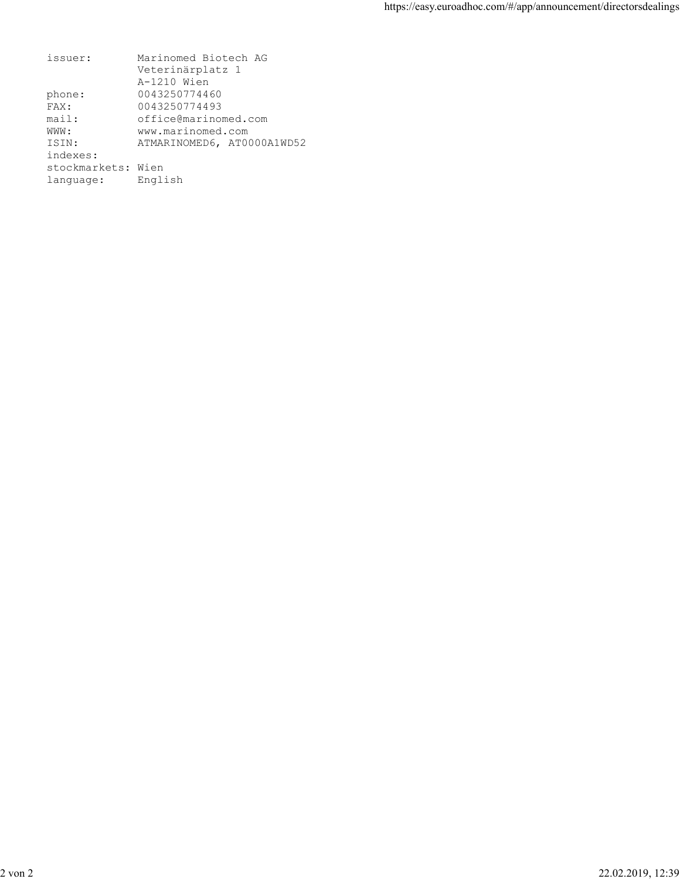```
issuer:       Marinomed Biotech AG
              Veterinärplatz 1
              A-1210 Wien
phone:        0043250774460
FAX:          0043250774493
mail:         office@marinomed.com
WWW:          www.marinomed.com
ISIN:         ATMARINOMED6, AT0000A1WD52
indexes:
stockmarkets: Wien
language:     English
```